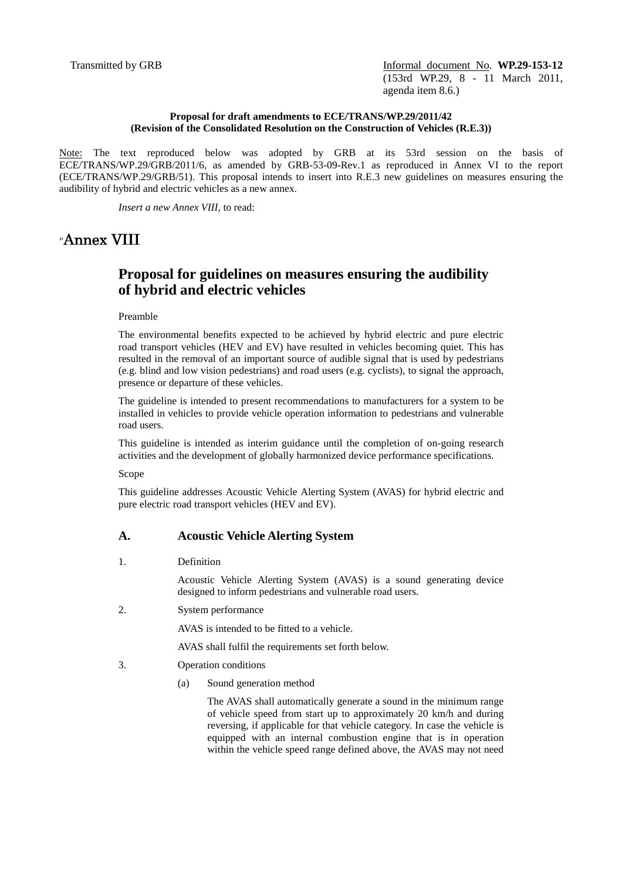Transmitted by GRB

Informal document No. **WP.29-153-12**
(153rd WP.29, 8 - 11 March 2011, agenda item 8.6.)

**Proposal for draft amendments to ECE/TRANS/WP.29/2011/42**
**(Revision of the Consolidated Resolution on the Construction of Vehicles (R.E.3))**

Note: The text reproduced below was adopted by GRB at its 53rd session on the basis of ECE/TRANS/WP.29/GRB/2011/6, as amended by GRB-53-09-Rev.1 as reproduced in Annex VI to the report (ECE/TRANS/WP.29/GRB/51). This proposal intends to insert into R.E.3 new guidelines on measures ensuring the audibility of hybrid and electric vehicles as a new annex.

*Insert a new Annex VIII,* to read:

# "Annex VIII

## Proposal for guidelines on measures ensuring the audibility of hybrid and electric vehicles

Preamble

The environmental benefits expected to be achieved by hybrid electric and pure electric road transport vehicles (HEV and EV) have resulted in vehicles becoming quiet. This has resulted in the removal of an important source of audible signal that is used by pedestrians (e.g. blind and low vision pedestrians) and road users (e.g. cyclists), to signal the approach, presence or departure of these vehicles.

The guideline is intended to present recommendations to manufacturers for a system to be installed in vehicles to provide vehicle operation information to pedestrians and vulnerable road users.

This guideline is intended as interim guidance until the completion of on-going research activities and the development of globally harmonized device performance specifications.

Scope

This guideline addresses Acoustic Vehicle Alerting System (AVAS) for hybrid electric and pure electric road transport vehicles (HEV and EV).

### A. Acoustic Vehicle Alerting System

1. Definition

   Acoustic Vehicle Alerting System (AVAS) is a sound generating device designed to inform pedestrians and vulnerable road users.

2. System performance

   AVAS is intended to be fitted to a vehicle.

   AVAS shall fulfil the requirements set forth below.

3. Operation conditions

   (a) Sound generation method

   The AVAS shall automatically generate a sound in the minimum range of vehicle speed from start up to approximately 20 km/h and during reversing, if applicable for that vehicle category. In case the vehicle is equipped with an internal combustion engine that is in operation within the vehicle speed range defined above, the AVAS may not need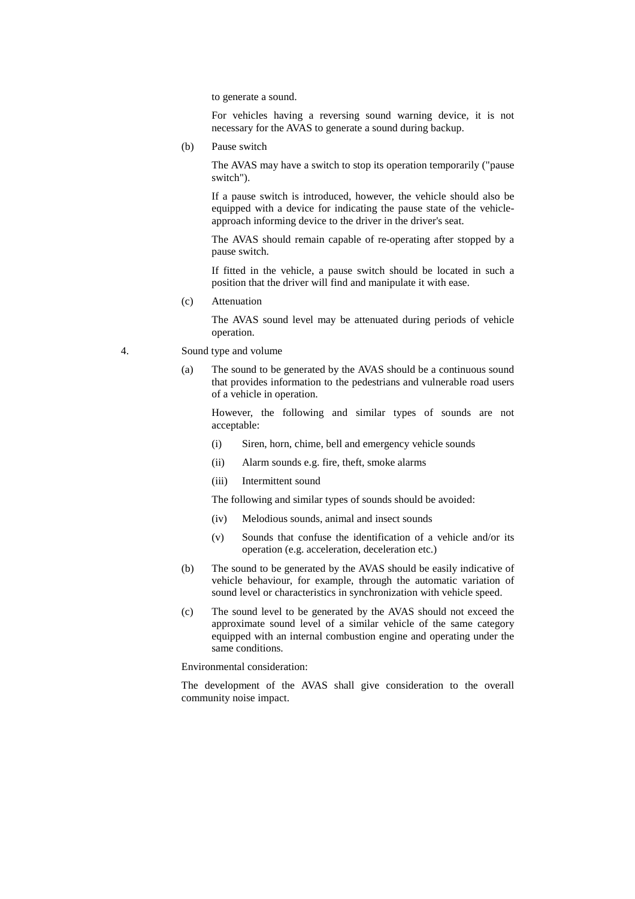to generate a sound.

For vehicles having a reversing sound warning device, it is not necessary for the AVAS to generate a sound during backup.

(b) Pause switch

The AVAS may have a switch to stop its operation temporarily ("pause switch").

If a pause switch is introduced, however, the vehicle should also be equipped with a device for indicating the pause state of the vehicle-approach informing device to the driver in the driver's seat.

The AVAS should remain capable of re-operating after stopped by a pause switch.

If fitted in the vehicle, a pause switch should be located in such a position that the driver will find and manipulate it with ease.

(c) Attenuation

The AVAS sound level may be attenuated during periods of vehicle operation.

4. Sound type and volume

(a) The sound to be generated by the AVAS should be a continuous sound that provides information to the pedestrians and vulnerable road users of a vehicle in operation.

However, the following and similar types of sounds are not acceptable:

(i) Siren, horn, chime, bell and emergency vehicle sounds

(ii) Alarm sounds e.g. fire, theft, smoke alarms

(iii) Intermittent sound

The following and similar types of sounds should be avoided:

(iv) Melodious sounds, animal and insect sounds

(v) Sounds that confuse the identification of a vehicle and/or its operation (e.g. acceleration, deceleration etc.)

(b) The sound to be generated by the AVAS should be easily indicative of vehicle behaviour, for example, through the automatic variation of sound level or characteristics in synchronization with vehicle speed.

(c) The sound level to be generated by the AVAS should not exceed the approximate sound level of a similar vehicle of the same category equipped with an internal combustion engine and operating under the same conditions.

Environmental consideration:

The development of the AVAS shall give consideration to the overall community noise impact.